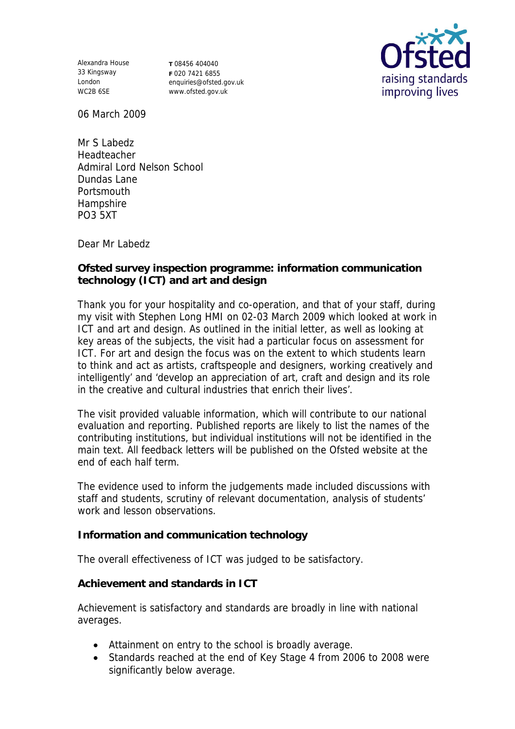Alexandra House
33 Kingsway
London
WC2B 6SE

**T** 08456 404040
**F** 020 7421 6855
enquiries@ofsted.gov.uk
www.ofsted.gov.uk

Ofsted
raising standards
improving lives

06 March 2009

Mr S Labedz
Headteacher
Admiral Lord Nelson School
Dundas Lane
Portsmouth
Hampshire
PO3 5XT

Dear Mr Labedz

**Ofsted survey inspection programme: information communication technology (ICT) and art and design**

Thank you for your hospitality and co-operation, and that of your staff, during my visit with Stephen Long HMI on 02-03 March 2009 which looked at work in ICT and art and design. As outlined in the initial letter, as well as looking at key areas of the subjects, the visit had a particular focus on assessment for ICT. For art and design the focus was on the extent to which students learn to think and act as artists, craftspeople and designers, working creatively and intelligently' and 'develop an appreciation of art, craft and design and its role in the creative and cultural industries that enrich their lives'.

The visit provided valuable information, which will contribute to our national evaluation and reporting. Published reports are likely to list the names of the contributing institutions, but individual institutions will not be identified in the main text. All feedback letters will be published on the Ofsted website at the end of each half term.

The evidence used to inform the judgements made included discussions with staff and students, scrutiny of relevant documentation, analysis of students' work and lesson observations.

**Information and communication technology**

The overall effectiveness of ICT was judged to be satisfactory.

**Achievement and standards in ICT**

Achievement is satisfactory and standards are broadly in line with national averages.

- Attainment on entry to the school is broadly average.
- Standards reached at the end of Key Stage 4 from 2006 to 2008 were significantly below average.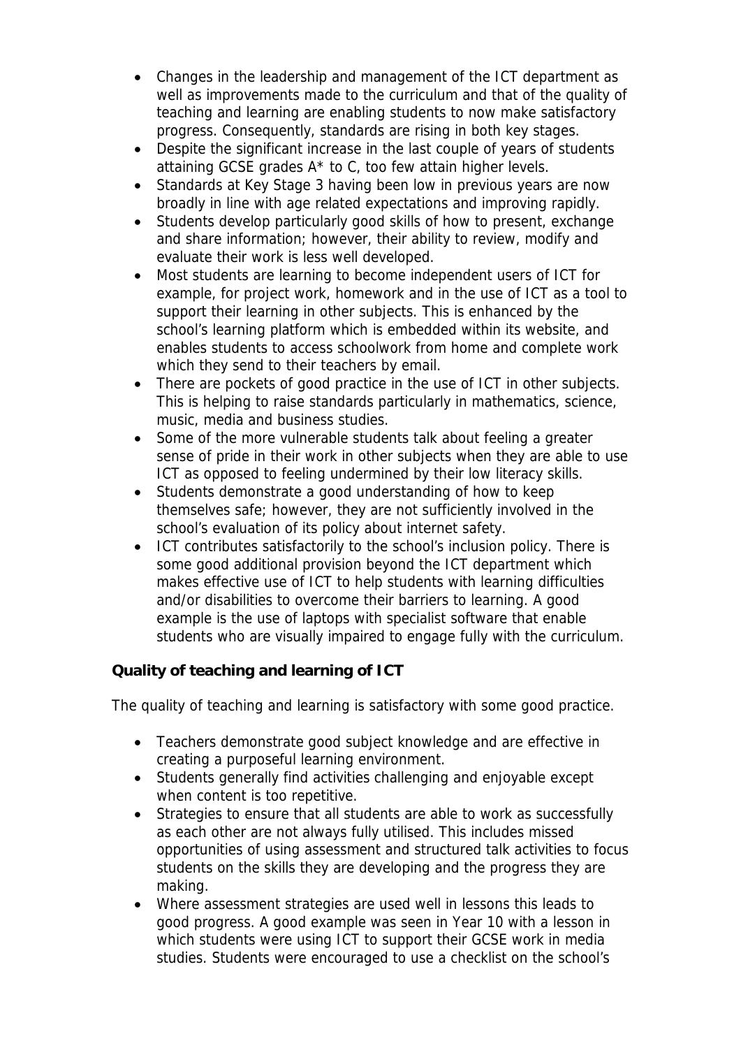- Changes in the leadership and management of the ICT department as well as improvements made to the curriculum and that of the quality of teaching and learning are enabling students to now make satisfactory progress. Consequently, standards are rising in both key stages.
- Despite the significant increase in the last couple of years of students attaining GCSE grades A* to C, too few attain higher levels.
- Standards at Key Stage 3 having been low in previous years are now broadly in line with age related expectations and improving rapidly.
- Students develop particularly good skills of how to present, exchange and share information; however, their ability to review, modify and evaluate their work is less well developed.
- Most students are learning to become independent users of ICT for example, for project work, homework and in the use of ICT as a tool to support their learning in other subjects. This is enhanced by the school's learning platform which is embedded within its website, and enables students to access schoolwork from home and complete work which they send to their teachers by email.
- There are pockets of good practice in the use of ICT in other subjects. This is helping to raise standards particularly in mathematics, science, music, media and business studies.
- Some of the more vulnerable students talk about feeling a greater sense of pride in their work in other subjects when they are able to use ICT as opposed to feeling undermined by their low literacy skills.
- Students demonstrate a good understanding of how to keep themselves safe; however, they are not sufficiently involved in the school's evaluation of its policy about internet safety.
- ICT contributes satisfactorily to the school's inclusion policy. There is some good additional provision beyond the ICT department which makes effective use of ICT to help students with learning difficulties and/or disabilities to overcome their barriers to learning. A good example is the use of laptops with specialist software that enable students who are visually impaired to engage fully with the curriculum.

**Quality of teaching and learning of ICT**

The quality of teaching and learning is satisfactory with some good practice.

- Teachers demonstrate good subject knowledge and are effective in creating a purposeful learning environment.
- Students generally find activities challenging and enjoyable except when content is too repetitive.
- Strategies to ensure that all students are able to work as successfully as each other are not always fully utilised. This includes missed opportunities of using assessment and structured talk activities to focus students on the skills they are developing and the progress they are making.
- Where assessment strategies are used well in lessons this leads to good progress. A good example was seen in Year 10 with a lesson in which students were using ICT to support their GCSE work in media studies. Students were encouraged to use a checklist on the school's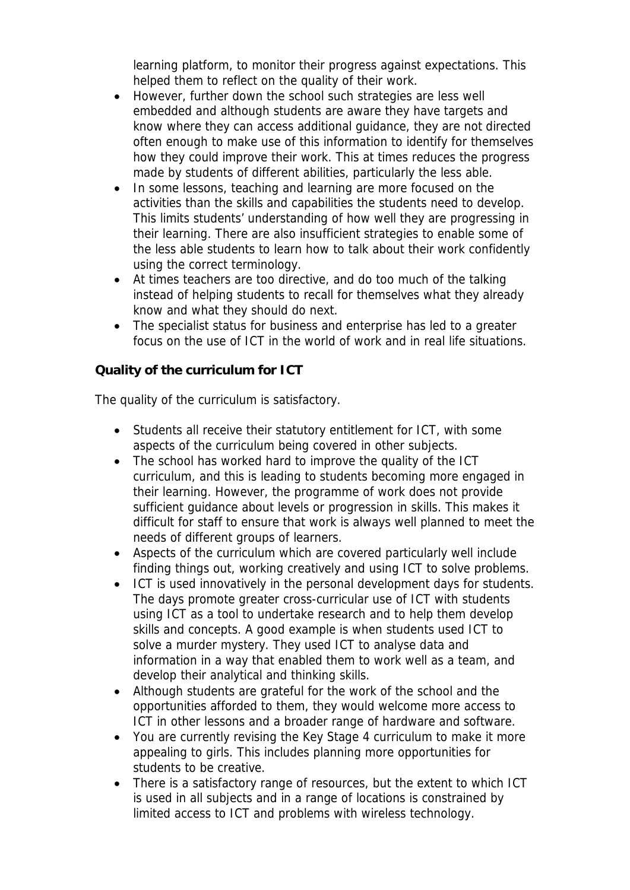learning platform, to monitor their progress against expectations. This helped them to reflect on the quality of their work.

- However, further down the school such strategies are less well embedded and although students are aware they have targets and know where they can access additional guidance, they are not directed often enough to make use of this information to identify for themselves how they could improve their work. This at times reduces the progress made by students of different abilities, particularly the less able.
- In some lessons, teaching and learning are more focused on the activities than the skills and capabilities the students need to develop. This limits students' understanding of how well they are progressing in their learning. There are also insufficient strategies to enable some of the less able students to learn how to talk about their work confidently using the correct terminology.
- At times teachers are too directive, and do too much of the talking instead of helping students to recall for themselves what they already know and what they should do next.
- The specialist status for business and enterprise has led to a greater focus on the use of ICT in the world of work and in real life situations.

**Quality of the curriculum for ICT**

The quality of the curriculum is satisfactory.

- Students all receive their statutory entitlement for ICT, with some aspects of the curriculum being covered in other subjects.
- The school has worked hard to improve the quality of the ICT curriculum, and this is leading to students becoming more engaged in their learning. However, the programme of work does not provide sufficient guidance about levels or progression in skills. This makes it difficult for staff to ensure that work is always well planned to meet the needs of different groups of learners.
- Aspects of the curriculum which are covered particularly well include finding things out, working creatively and using ICT to solve problems.
- ICT is used innovatively in the personal development days for students. The days promote greater cross-curricular use of ICT with students using ICT as a tool to undertake research and to help them develop skills and concepts. A good example is when students used ICT to solve a murder mystery. They used ICT to analyse data and information in a way that enabled them to work well as a team, and develop their analytical and thinking skills.
- Although students are grateful for the work of the school and the opportunities afforded to them, they would welcome more access to ICT in other lessons and a broader range of hardware and software.
- You are currently revising the Key Stage 4 curriculum to make it more appealing to girls. This includes planning more opportunities for students to be creative.
- There is a satisfactory range of resources, but the extent to which ICT is used in all subjects and in a range of locations is constrained by limited access to ICT and problems with wireless technology.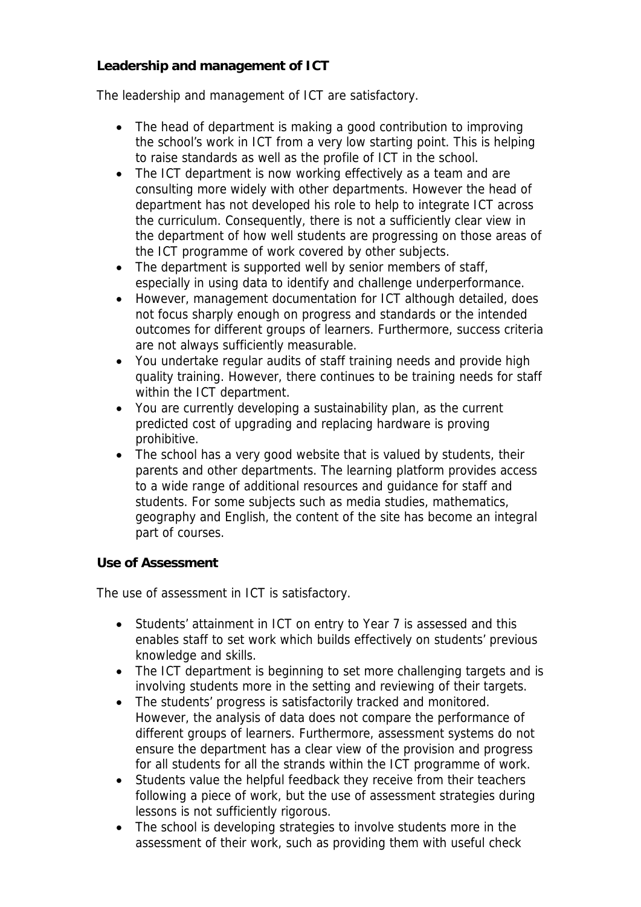**Leadership and management of ICT**

The leadership and management of ICT are satisfactory.

- The head of department is making a good contribution to improving the school's work in ICT from a very low starting point. This is helping to raise standards as well as the profile of ICT in the school.
- The ICT department is now working effectively as a team and are consulting more widely with other departments. However the head of department has not developed his role to help to integrate ICT across the curriculum. Consequently, there is not a sufficiently clear view in the department of how well students are progressing on those areas of the ICT programme of work covered by other subjects.
- The department is supported well by senior members of staff, especially in using data to identify and challenge underperformance.
- However, management documentation for ICT although detailed, does not focus sharply enough on progress and standards or the intended outcomes for different groups of learners. Furthermore, success criteria are not always sufficiently measurable.
- You undertake regular audits of staff training needs and provide high quality training. However, there continues to be training needs for staff within the ICT department.
- You are currently developing a sustainability plan, as the current predicted cost of upgrading and replacing hardware is proving prohibitive.
- The school has a very good website that is valued by students, their parents and other departments. The learning platform provides access to a wide range of additional resources and guidance for staff and students. For some subjects such as media studies, mathematics, geography and English, the content of the site has become an integral part of courses.

**Use of Assessment**

The use of assessment in ICT is satisfactory.

- Students' attainment in ICT on entry to Year 7 is assessed and this enables staff to set work which builds effectively on students' previous knowledge and skills.
- The ICT department is beginning to set more challenging targets and is involving students more in the setting and reviewing of their targets.
- The students' progress is satisfactorily tracked and monitored. However, the analysis of data does not compare the performance of different groups of learners. Furthermore, assessment systems do not ensure the department has a clear view of the provision and progress for all students for all the strands within the ICT programme of work.
- Students value the helpful feedback they receive from their teachers following a piece of work, but the use of assessment strategies during lessons is not sufficiently rigorous.
- The school is developing strategies to involve students more in the assessment of their work, such as providing them with useful check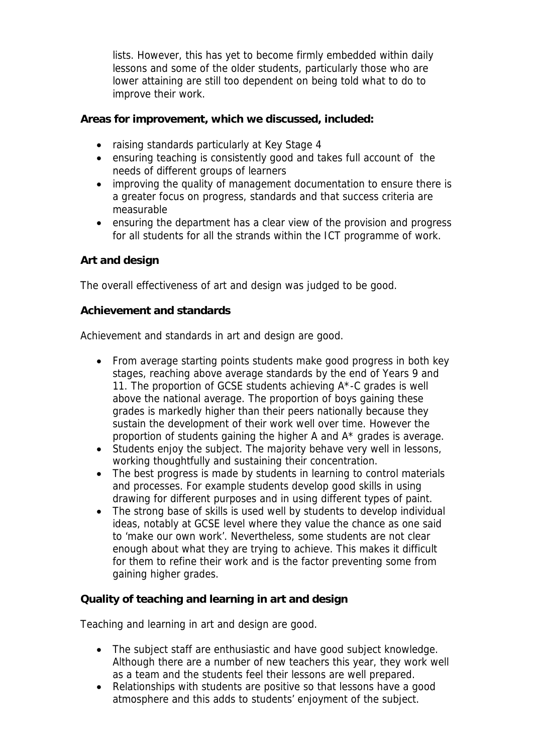lists. However, this has yet to become firmly embedded within daily lessons and some of the older students, particularly those who are lower attaining are still too dependent on being told what to do to improve their work.

**Areas for improvement, which we discussed, included:**

- raising standards particularly at Key Stage 4
- ensuring teaching is consistently good and takes full account of the needs of different groups of learners
- improving the quality of management documentation to ensure there is a greater focus on progress, standards and that success criteria are measurable
- ensuring the department has a clear view of the provision and progress for all students for all the strands within the ICT programme of work.

**Art and design**

The overall effectiveness of art and design was judged to be good.

**Achievement and standards**

Achievement and standards in art and design are good.

- From average starting points students make good progress in both key stages, reaching above average standards by the end of Years 9 and 11. The proportion of GCSE students achieving A*-C grades is well above the national average. The proportion of boys gaining these grades is markedly higher than their peers nationally because they sustain the development of their work well over time. However the proportion of students gaining the higher A and A* grades is average.
- Students enjoy the subject. The majority behave very well in lessons, working thoughtfully and sustaining their concentration.
- The best progress is made by students in learning to control materials and processes. For example students develop good skills in using drawing for different purposes and in using different types of paint.
- The strong base of skills is used well by students to develop individual ideas, notably at GCSE level where they value the chance as one said to 'make our own work'. Nevertheless, some students are not clear enough about what they are trying to achieve. This makes it difficult for them to refine their work and is the factor preventing some from gaining higher grades.

**Quality of teaching and learning in art and design**

Teaching and learning in art and design are good.

- The subject staff are enthusiastic and have good subject knowledge. Although there are a number of new teachers this year, they work well as a team and the students feel their lessons are well prepared.
- Relationships with students are positive so that lessons have a good atmosphere and this adds to students' enjoyment of the subject.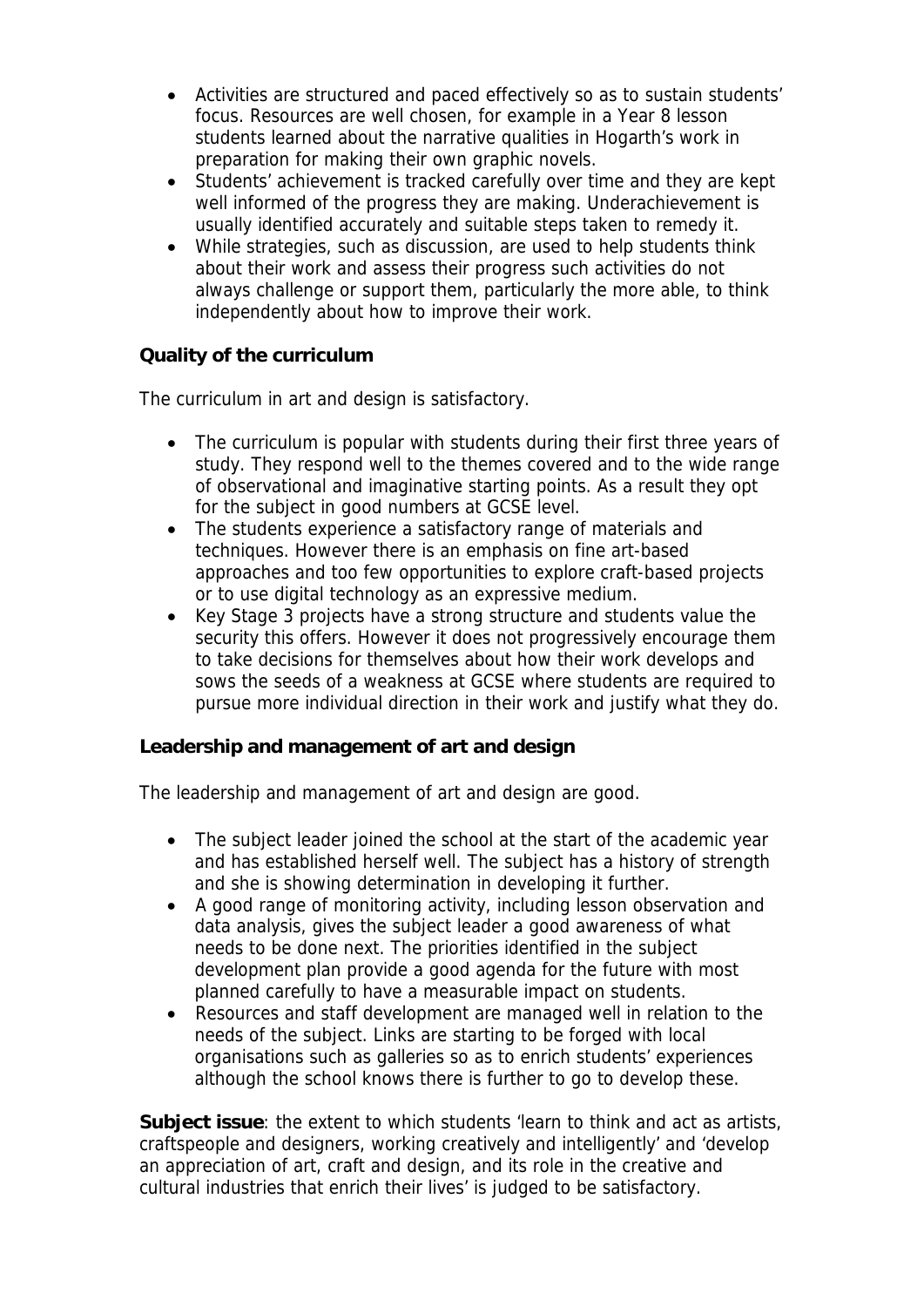- Activities are structured and paced effectively so as to sustain students' focus. Resources are well chosen, for example in a Year 8 lesson students learned about the narrative qualities in Hogarth's work in preparation for making their own graphic novels.
- Students' achievement is tracked carefully over time and they are kept well informed of the progress they are making. Underachievement is usually identified accurately and suitable steps taken to remedy it.
- While strategies, such as discussion, are used to help students think about their work and assess their progress such activities do not always challenge or support them, particularly the more able, to think independently about how to improve their work.

**Quality of the curriculum**

The curriculum in art and design is satisfactory.

- The curriculum is popular with students during their first three years of study. They respond well to the themes covered and to the wide range of observational and imaginative starting points. As a result they opt for the subject in good numbers at GCSE level.
- The students experience a satisfactory range of materials and techniques. However there is an emphasis on fine art-based approaches and too few opportunities to explore craft-based projects or to use digital technology as an expressive medium.
- Key Stage 3 projects have a strong structure and students value the security this offers. However it does not progressively encourage them to take decisions for themselves about how their work develops and sows the seeds of a weakness at GCSE where students are required to pursue more individual direction in their work and justify what they do.

**Leadership and management of art and design**

The leadership and management of art and design are good.

- The subject leader joined the school at the start of the academic year and has established herself well. The subject has a history of strength and she is showing determination in developing it further.
- A good range of monitoring activity, including lesson observation and data analysis, gives the subject leader a good awareness of what needs to be done next. The priorities identified in the subject development plan provide a good agenda for the future with most planned carefully to have a measurable impact on students.
- Resources and staff development are managed well in relation to the needs of the subject. Links are starting to be forged with local organisations such as galleries so as to enrich students' experiences although the school knows there is further to go to develop these.

**Subject issue**: the extent to which students 'learn to think and act as artists, craftspeople and designers, working creatively and intelligently' and 'develop an appreciation of art, craft and design, and its role in the creative and cultural industries that enrich their lives' is judged to be satisfactory.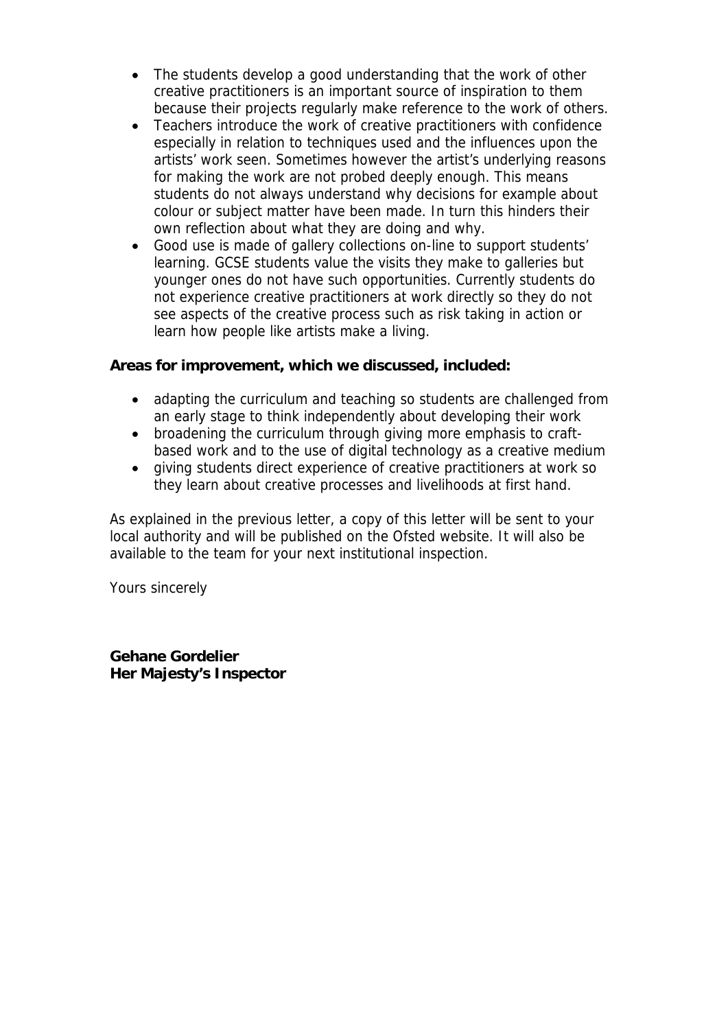- The students develop a good understanding that the work of other creative practitioners is an important source of inspiration to them because their projects regularly make reference to the work of others.
- Teachers introduce the work of creative practitioners with confidence especially in relation to techniques used and the influences upon the artists' work seen. Sometimes however the artist's underlying reasons for making the work are not probed deeply enough. This means students do not always understand why decisions for example about colour or subject matter have been made. In turn this hinders their own reflection about what they are doing and why.
- Good use is made of gallery collections on-line to support students' learning. GCSE students value the visits they make to galleries but younger ones do not have such opportunities. Currently students do not experience creative practitioners at work directly so they do not see aspects of the creative process such as risk taking in action or learn how people like artists make a living.

**Areas for improvement, which we discussed, included:**

- adapting the curriculum and teaching so students are challenged from an early stage to think independently about developing their work
- broadening the curriculum through giving more emphasis to craft-based work and to the use of digital technology as a creative medium
- giving students direct experience of creative practitioners at work so they learn about creative processes and livelihoods at first hand.

As explained in the previous letter, a copy of this letter will be sent to your local authority and will be published on the Ofsted website. It will also be available to the team for your next institutional inspection.

Yours sincerely

**Gehane Gordelier**
**Her Majesty's Inspector**